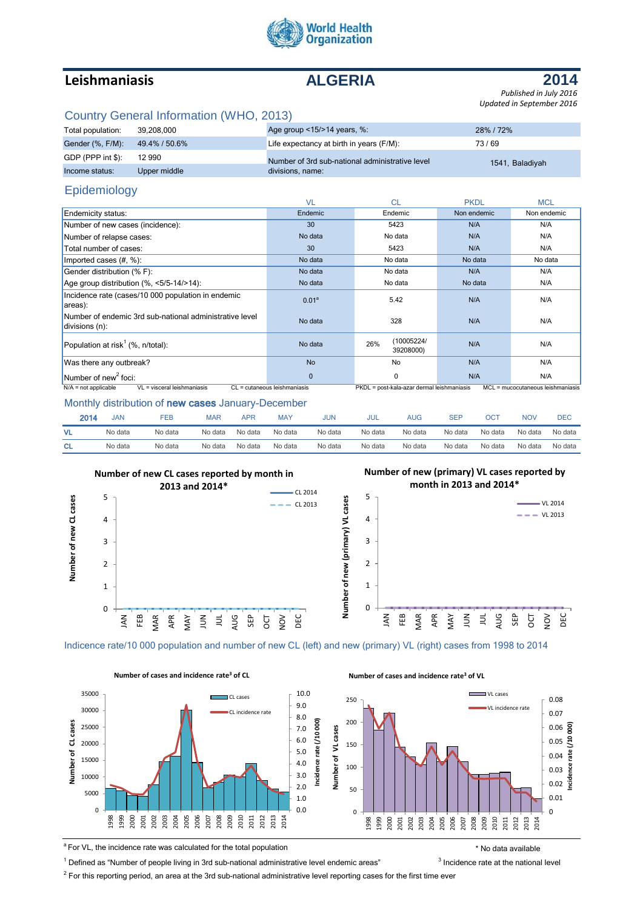# Leishmaniasis

# ALGERIA

# 2014

*Published in July 2016*
*Updated in September 2016*

## Country General Information (WHO, 2013)

| | | | |
|---|---|---|---|
| Total population: | 39,208,000 | Age group <15/>14 years, %: | 28% / 72% |
| Gender (%, F/M): | 49.4% / 50.6% | Life expectancy at birth in years (F/M): | 73 / 69 |
| GDP (PPP int $): | 12 990 | Number of 3rd sub-national administrative level divisions, name: | 1541, Baladiyah |
| Income status: | Upper middle | | |

## Epidemiology

| | VL | CL | PKDL | MCL |
|---|---|---|---|---|
| Endemicity status: | Endemic | Endemic | Non endemic | Non endemic |
| Number of new cases (incidence): | 30 | 5423 | N/A | N/A |
| Number of relapse cases: | No data | No data | N/A | N/A |
| Total number of cases: | 30 | 5423 | N/A | N/A |
| Imported cases (#, %): | No data | No data | No data | No data |
| Gender distribution (% F): | No data | No data | N/A | N/A |
| Age group distribution (%, <5/5-14/>14): | No data | No data | No data | N/A |
| Incidence rate (cases/10 000 population in endemic areas): | 0.01[a] | 5.42 | N/A | N/A |
| Number of endemic 3rd sub-national administrative level divisions (n): | No data | 328 | N/A | N/A |
| Population at risk[1] (%, n/total): | No data | 26% (10005224/ 39208000) | N/A | N/A |
| Was there any outbreak? | No | No | N/A | N/A |
| Number of new[2] foci: | 0 | 0 | N/A | N/A |

N/A = not applicable VL = visceral leishmaniasis CL = cutaneous leishmaniasis PKDL = post-kala-azar dermal leishmaniasis MCL = mucocutaneous leishmaniasis

## Monthly distribution of **new cases** January-December

| 2014 | JAN | FEB | MAR | APR | MAY | JUN | JUL | AUG | SEP | OCT | NOV | DEC |
|---|---|---|---|---|---|---|---|---|---|---|---|---|
| VL | No data | No data | No data | No data | No data | No data | No data | No data | No data | No data | No data | No data |
| CL | No data | No data | No data | No data | No data | No data | No data | No data | No data | No data | No data | No data |

**Number of new CL cases reported by month in 2013 and 2014***

**Number of new (primary) VL cases reported by month in 2013 and 2014***

## Indicence rate/10 000 population and number of new CL (left) and new (primary) VL (right) cases from 1998 to 2014

**Number of cases and incidence rate[3] of CL**

**Number of cases and incidence rate[3] of VL**

[a] For VL, the incidence rate was calculated for the total population

\* No data available

[1] Defined as "Number of people living in 3rd sub-national administrative level endemic areas"

[3] Incidence rate at the national level

[2] For this reporting period, an area at the 3rd sub-national administrative level reporting cases for the first time ever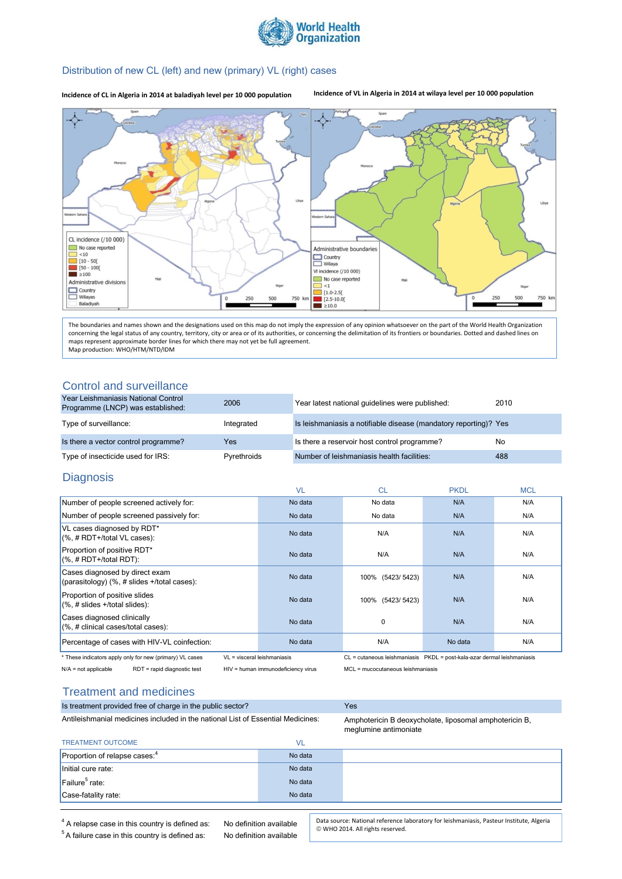World Health Organization

## Distribution of new CL (left) and new (primary) VL (right) cases

**Incidence of CL in Algeria in 2014 at baladiyah level per 10 000 population**

**Incidence of VL in Algeria in 2014 at wilaya level per 10 000 population**

CL incidence (/10 000)
No case reported
<10
[10 - 50[
[50 - 100[
≥100
Administrative divisions
Country
Wilayas
Baladiyah

Administrative boundaries
Country
Wilaya
Vl incidence (/10 000)
No case reported
<1
[1.0-2.5[
[2.5-10.0[
≥10.0

0 250 500 750 km

The boundaries and names shown and the designations used on this map do not imply the expression of any opinion whatsoever on the part of the World Health Organization concerning the legal status of any country, territory, city or area or of its authorities, or concerning the delimitation of its frontiers or boundaries. Dotted and dashed lines on maps represent approximate border lines for which there may not yet be full agreement.
Map production: WHO/HTM/NTD/IDM

## Control and surveillance

| | | | |
|---|---|---|---|
| Year Leishmaniasis National Control Programme (LNCP) was established: | 2006 | Year latest national guidelines were published: | 2010 |
| Type of surveillance: | Integrated | Is leishmaniasis a notifiable disease (mandatory reporting)? | Yes |
| Is there a vector control programme? | Yes | Is there a reservoir host control programme? | No |
| Type of insecticide used for IRS: | Pyrethroids | Number of leishmaniasis health facilities: | 488 |

## Diagnosis

| | VL | CL | PKDL | MCL |
|---|---|---|---|---|
| Number of people screened actively for: | No data | No data | N/A | N/A |
| Number of people screened passively for: | No data | No data | N/A | N/A |
| VL cases diagnosed by RDT* (%, # RDT+/total VL cases): | No data | N/A | N/A | N/A |
| Proportion of positive RDT* (%, # RDT+/total RDT): | No data | N/A | N/A | N/A |
| Cases diagnosed by direct exam (parasitology) (%, # slides +/total cases): | No data | 100% (5423/ 5423) | N/A | N/A |
| Proportion of positive slides (%, # slides +/total slides): | No data | 100% (5423/ 5423) | N/A | N/A |
| Cases diagnosed clinically (%, # clinical cases/total cases): | No data | 0 | N/A | N/A |
| Percentage of cases with HIV-VL coinfection: | No data | N/A | No data | N/A |

\* These indicators apply only for new (primary) VL cases  VL = visceral leishmaniasis  CL = cutaneous leishmaniasis  PKDL = post-kala-azar dermal leishmaniasis
N/A = not applicable  RDT = rapid diagnostic test  HIV = human immunodeficiency virus  MCL = mucocutaneous leishmaniasis

## Treatment and medicines

| | |
|---|---|
| Is treatment provided free of charge in the public sector? | Yes |
| Antileishmanial medicines included in the national List of Essential Medicines: | Amphotericin B deoxycholate, liposomal amphotericin B, meglumine antimoniate |

| TREATMENT OUTCOME | VL |
|---|---|
| Proportion of relapse cases:[4] | No data |
| Initial cure rate: | No data |
| Failure[5] rate: | No data |
| Case-fatality rate: | No data |

[4] A relapse case in this country is defined as: No definition available
[5] A failure case in this country is defined as: No definition available

Data source: National reference laboratory for leishmaniasis, Pasteur Institute, Algeria
© WHO 2014. All rights reserved.